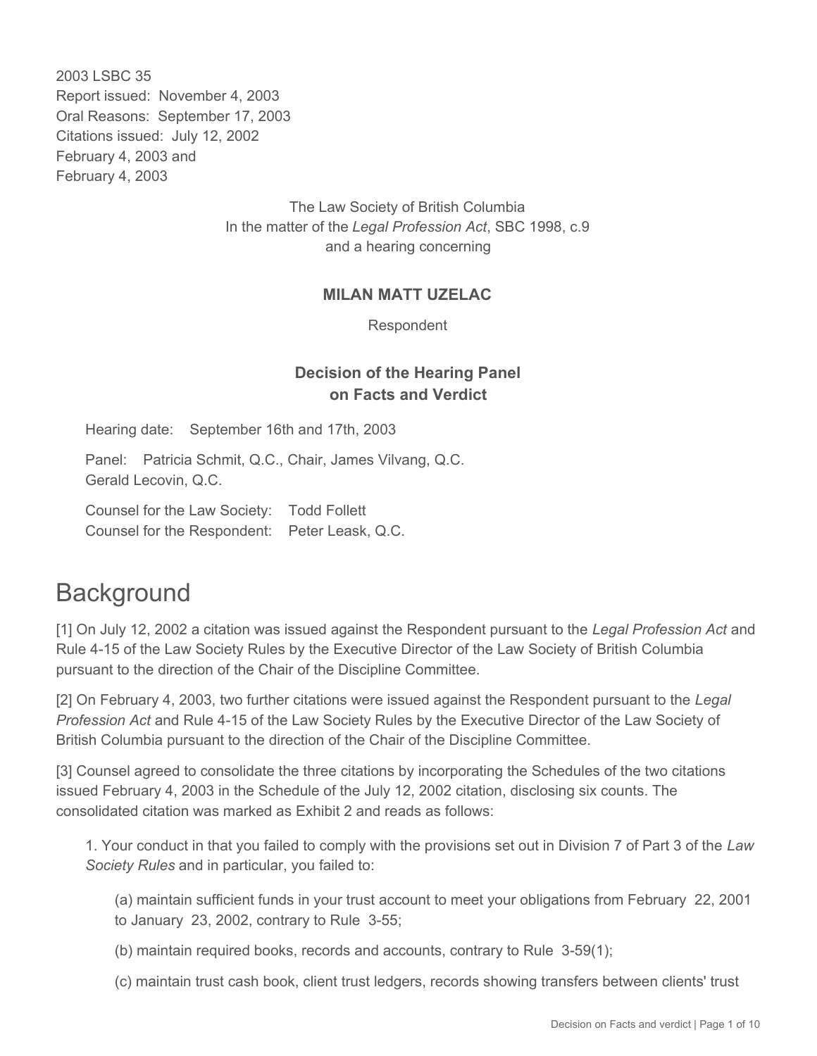2003 LSBC 35
Report issued: November 4, 2003
Oral Reasons: September 17, 2003
Citations issued: July 12, 2002
February 4, 2003 and
February 4, 2003

The Law Society of British Columbia
In the matter of the *Legal Profession Act*, SBC 1998, c.9
and a hearing concerning

**MILAN MATT UZELAC**

Respondent

**Decision of the Hearing Panel on Facts and Verdict**

Hearing date: September 16th and 17th, 2003

Panel: Patricia Schmit, Q.C., Chair, James Vilvang, Q.C.
Gerald Lecovin, Q.C.

Counsel for the Law Society: Todd Follett
Counsel for the Respondent: Peter Leask, Q.C.

# Background

[1] On July 12, 2002 a citation was issued against the Respondent pursuant to the *Legal Profession Act* and Rule 4-15 of the Law Society Rules by the Executive Director of the Law Society of British Columbia pursuant to the direction of the Chair of the Discipline Committee.

[2] On February 4, 2003, two further citations were issued against the Respondent pursuant to the *Legal Profession Act* and Rule 4-15 of the Law Society Rules by the Executive Director of the Law Society of British Columbia pursuant to the direction of the Chair of the Discipline Committee.

[3] Counsel agreed to consolidate the three citations by incorporating the Schedules of the two citations issued February 4, 2003 in the Schedule of the July 12, 2002 citation, disclosing six counts. The consolidated citation was marked as Exhibit 2 and reads as follows:

> 1. Your conduct in that you failed to comply with the provisions set out in Division 7 of Part 3 of the *Law Society Rules* and in particular, you failed to:
>
> > (a) maintain sufficient funds in your trust account to meet your obligations from February 22, 2001 to January 23, 2002, contrary to Rule 3-55;
> >
> > (b) maintain required books, records and accounts, contrary to Rule 3-59(1);
> >
> > (c) maintain trust cash book, client trust ledgers, records showing transfers between clients' trust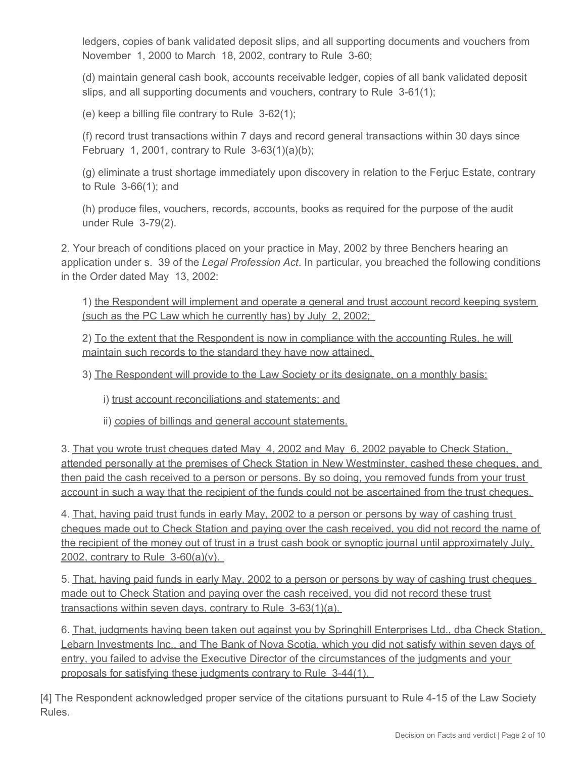ledgers, copies of bank validated deposit slips, and all supporting documents and vouchers from November 1, 2000 to March 18, 2002, contrary to Rule 3-60;

(d) maintain general cash book, accounts receivable ledger, copies of all bank validated deposit slips, and all supporting documents and vouchers, contrary to Rule 3-61(1);

(e) keep a billing file contrary to Rule 3-62(1);

(f) record trust transactions within 7 days and record general transactions within 30 days since February 1, 2001, contrary to Rule 3-63(1)(a)(b);

(g) eliminate a trust shortage immediately upon discovery in relation to the Ferjuc Estate, contrary to Rule 3-66(1); and

(h) produce files, vouchers, records, accounts, books as required for the purpose of the audit under Rule 3-79(2).

2. Your breach of conditions placed on your practice in May, 2002 by three Benchers hearing an application under s. 39 of the *Legal Profession Act*. In particular, you breached the following conditions in the Order dated May 13, 2002:

1) <u>the Respondent will implement and operate a general and trust account record keeping system (such as the PC Law which he currently has) by July 2, 2002;</u>

2) <u>To the extent that the Respondent is now in compliance with the accounting Rules, he will maintain such records to the standard they have now attained.</u>

3) <u>The Respondent will provide to the Law Society or its designate, on a monthly basis:</u>

i) <u>trust account reconciliations and statements; and</u>

ii) <u>copies of billings and general account statements.</u>

3. <u>That you wrote trust cheques dated May 4, 2002 and May 6, 2002 payable to Check Station, attended personally at the premises of Check Station in New Westminster, cashed these cheques, and then paid the cash received to a person or persons. By so doing, you removed funds from your trust account in such a way that the recipient of the funds could not be ascertained from the trust cheques.</u>

4. <u>That, having paid trust funds in early May, 2002 to a person or persons by way of cashing trust cheques made out to Check Station and paying over the cash received, you did not record the name of the recipient of the money out of trust in a trust cash book or synoptic journal until approximately July, 2002, contrary to Rule 3-60(a)(v).</u>

5. <u>That, having paid funds in early May, 2002 to a person or persons by way of cashing trust cheques made out to Check Station and paying over the cash received, you did not record these trust transactions within seven days, contrary to Rule 3-63(1)(a).</u>

6. <u>That, judgments having been taken out against you by Springhill Enterprises Ltd., dba Check Station, Lebarn Investments Inc., and The Bank of Nova Scotia, which you did not satisfy within seven days of entry, you failed to advise the Executive Director of the circumstances of the judgments and your proposals for satisfying these judgments contrary to Rule 3-44(1).</u>

[4] The Respondent acknowledged proper service of the citations pursuant to Rule 4-15 of the Law Society Rules.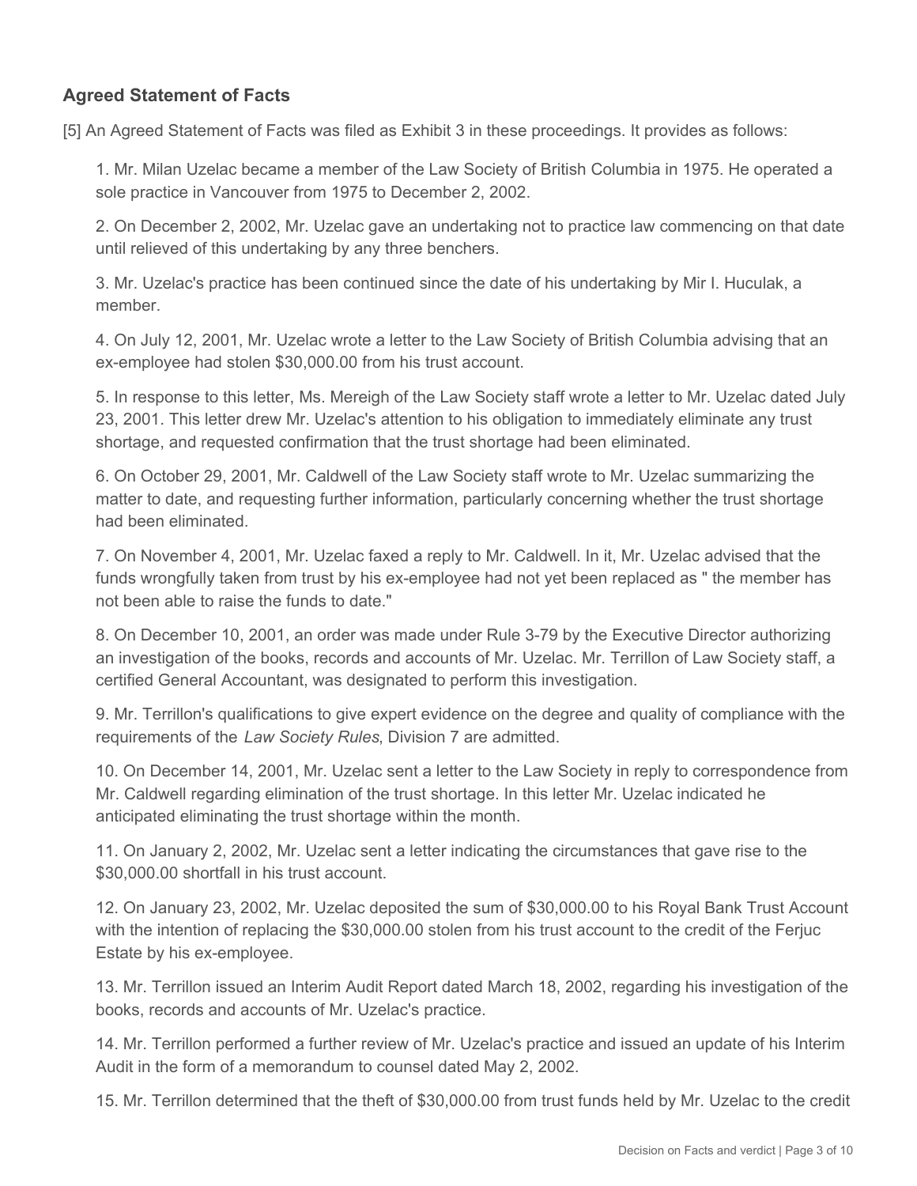## Agreed Statement of Facts

[5] An Agreed Statement of Facts was filed as Exhibit 3 in these proceedings. It provides as follows:

1. Mr. Milan Uzelac became a member of the Law Society of British Columbia in 1975. He operated a sole practice in Vancouver from 1975 to December 2, 2002.

2. On December 2, 2002, Mr. Uzelac gave an undertaking not to practice law commencing on that date until relieved of this undertaking by any three benchers.

3. Mr. Uzelac's practice has been continued since the date of his undertaking by Mir I. Huculak, a member.

4. On July 12, 2001, Mr. Uzelac wrote a letter to the Law Society of British Columbia advising that an ex-employee had stolen $30,000.00 from his trust account.

5. In response to this letter, Ms. Mereigh of the Law Society staff wrote a letter to Mr. Uzelac dated July 23, 2001. This letter drew Mr. Uzelac's attention to his obligation to immediately eliminate any trust shortage, and requested confirmation that the trust shortage had been eliminated.

6. On October 29, 2001, Mr. Caldwell of the Law Society staff wrote to Mr. Uzelac summarizing the matter to date, and requesting further information, particularly concerning whether the trust shortage had been eliminated.

7. On November 4, 2001, Mr. Uzelac faxed a reply to Mr. Caldwell. In it, Mr. Uzelac advised that the funds wrongfully taken from trust by his ex-employee had not yet been replaced as " the member has not been able to raise the funds to date."

8. On December 10, 2001, an order was made under Rule 3-79 by the Executive Director authorizing an investigation of the books, records and accounts of Mr. Uzelac. Mr. Terrillon of Law Society staff, a certified General Accountant, was designated to perform this investigation.

9. Mr. Terrillon's qualifications to give expert evidence on the degree and quality of compliance with the requirements of the *Law Society Rules*, Division 7 are admitted.

10. On December 14, 2001, Mr. Uzelac sent a letter to the Law Society in reply to correspondence from Mr. Caldwell regarding elimination of the trust shortage. In this letter Mr. Uzelac indicated he anticipated eliminating the trust shortage within the month.

11. On January 2, 2002, Mr. Uzelac sent a letter indicating the circumstances that gave rise to the $30,000.00 shortfall in his trust account.

12. On January 23, 2002, Mr. Uzelac deposited the sum of $30,000.00 to his Royal Bank Trust Account with the intention of replacing the $30,000.00 stolen from his trust account to the credit of the Ferjuc Estate by his ex-employee.

13. Mr. Terrillon issued an Interim Audit Report dated March 18, 2002, regarding his investigation of the books, records and accounts of Mr. Uzelac's practice.

14. Mr. Terrillon performed a further review of Mr. Uzelac's practice and issued an update of his Interim Audit in the form of a memorandum to counsel dated May 2, 2002.

15. Mr. Terrillon determined that the theft of $30,000.00 from trust funds held by Mr. Uzelac to the credit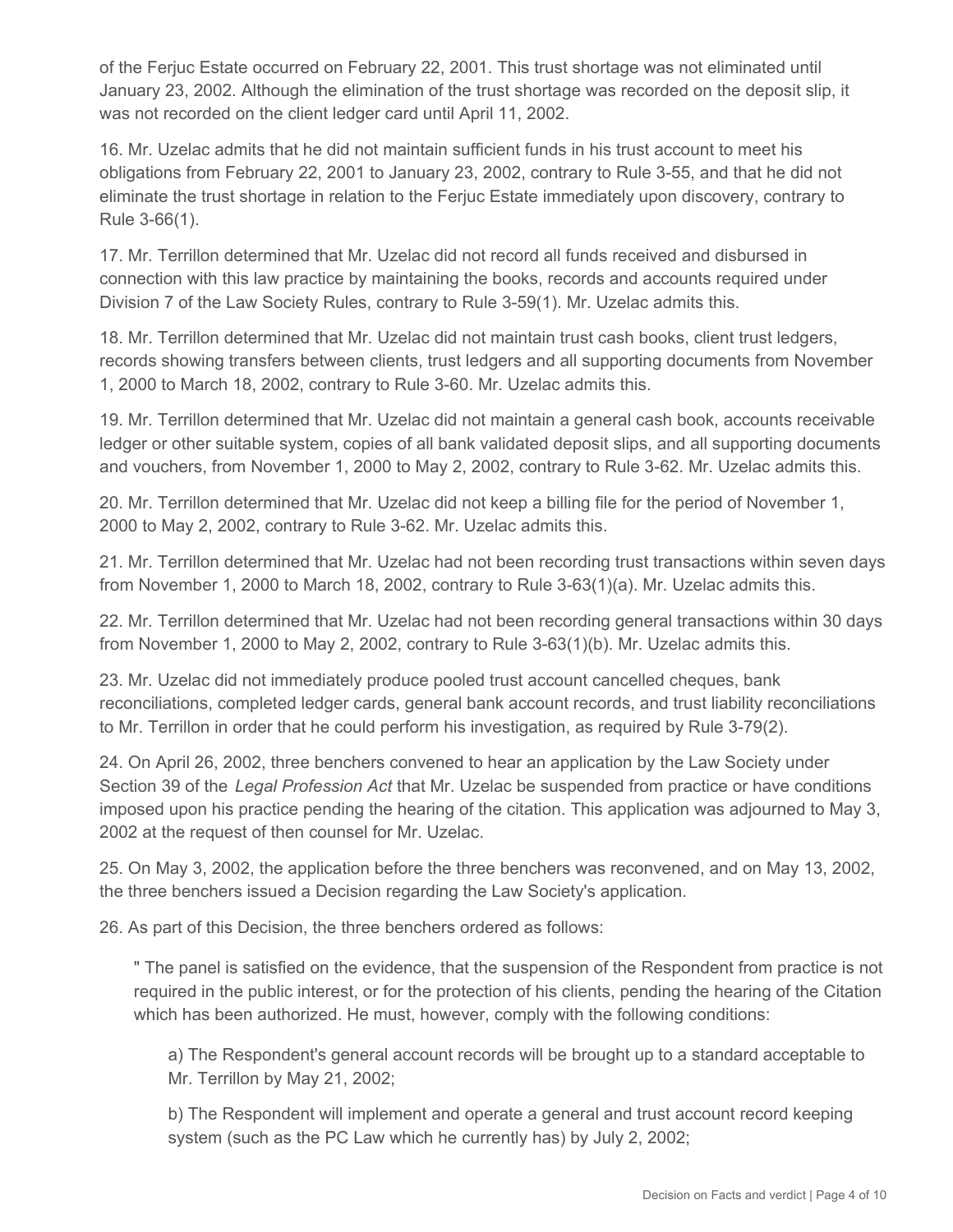of the Ferjuc Estate occurred on February 22, 2001. This trust shortage was not eliminated until January 23, 2002. Although the elimination of the trust shortage was recorded on the deposit slip, it was not recorded on the client ledger card until April 11, 2002.

16. Mr. Uzelac admits that he did not maintain sufficient funds in his trust account to meet his obligations from February 22, 2001 to January 23, 2002, contrary to Rule 3-55, and that he did not eliminate the trust shortage in relation to the Ferjuc Estate immediately upon discovery, contrary to Rule 3-66(1).

17. Mr. Terrillon determined that Mr. Uzelac did not record all funds received and disbursed in connection with this law practice by maintaining the books, records and accounts required under Division 7 of the Law Society Rules, contrary to Rule 3-59(1). Mr. Uzelac admits this.

18. Mr. Terrillon determined that Mr. Uzelac did not maintain trust cash books, client trust ledgers, records showing transfers between clients, trust ledgers and all supporting documents from November 1, 2000 to March 18, 2002, contrary to Rule 3-60. Mr. Uzelac admits this.

19. Mr. Terrillon determined that Mr. Uzelac did not maintain a general cash book, accounts receivable ledger or other suitable system, copies of all bank validated deposit slips, and all supporting documents and vouchers, from November 1, 2000 to May 2, 2002, contrary to Rule 3-62. Mr. Uzelac admits this.

20. Mr. Terrillon determined that Mr. Uzelac did not keep a billing file for the period of November 1, 2000 to May 2, 2002, contrary to Rule 3-62. Mr. Uzelac admits this.

21. Mr. Terrillon determined that Mr. Uzelac had not been recording trust transactions within seven days from November 1, 2000 to March 18, 2002, contrary to Rule 3-63(1)(a). Mr. Uzelac admits this.

22. Mr. Terrillon determined that Mr. Uzelac had not been recording general transactions within 30 days from November 1, 2000 to May 2, 2002, contrary to Rule 3-63(1)(b). Mr. Uzelac admits this.

23. Mr. Uzelac did not immediately produce pooled trust account cancelled cheques, bank reconciliations, completed ledger cards, general bank account records, and trust liability reconciliations to Mr. Terrillon in order that he could perform his investigation, as required by Rule 3-79(2).

24. On April 26, 2002, three benchers convened to hear an application by the Law Society under Section 39 of the *Legal Profession Act* that Mr. Uzelac be suspended from practice or have conditions imposed upon his practice pending the hearing of the citation. This application was adjourned to May 3, 2002 at the request of then counsel for Mr. Uzelac.

25. On May 3, 2002, the application before the three benchers was reconvened, and on May 13, 2002, the three benchers issued a Decision regarding the Law Society's application.

26. As part of this Decision, the three benchers ordered as follows:

> " The panel is satisfied on the evidence, that the suspension of the Respondent from practice is not required in the public interest, or for the protection of his clients, pending the hearing of the Citation which has been authorized. He must, however, comply with the following conditions:
>
> a) The Respondent's general account records will be brought up to a standard acceptable to Mr. Terrillon by May 21, 2002;
>
> b) The Respondent will implement and operate a general and trust account record keeping system (such as the PC Law which he currently has) by July 2, 2002;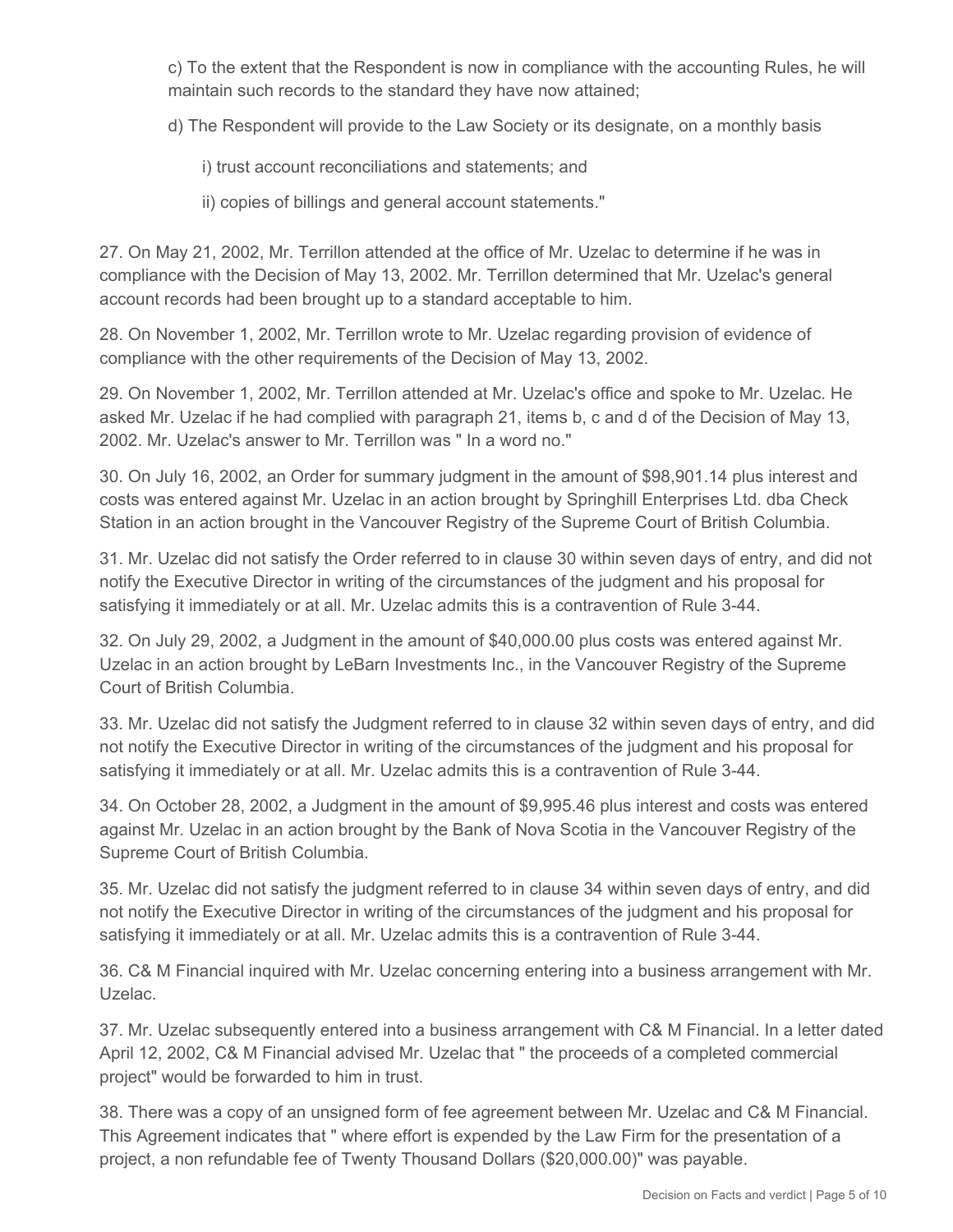c) To the extent that the Respondent is now in compliance with the accounting Rules, he will maintain such records to the standard they have now attained;

d) The Respondent will provide to the Law Society or its designate, on a monthly basis

i) trust account reconciliations and statements; and

ii) copies of billings and general account statements."

27. On May 21, 2002, Mr. Terrillon attended at the office of Mr. Uzelac to determine if he was in compliance with the Decision of May 13, 2002. Mr. Terrillon determined that Mr. Uzelac's general account records had been brought up to a standard acceptable to him.

28. On November 1, 2002, Mr. Terrillon wrote to Mr. Uzelac regarding provision of evidence of compliance with the other requirements of the Decision of May 13, 2002.

29. On November 1, 2002, Mr. Terrillon attended at Mr. Uzelac's office and spoke to Mr. Uzelac. He asked Mr. Uzelac if he had complied with paragraph 21, items b, c and d of the Decision of May 13, 2002. Mr. Uzelac's answer to Mr. Terrillon was " In a word no."

30. On July 16, 2002, an Order for summary judgment in the amount of $98,901.14 plus interest and costs was entered against Mr. Uzelac in an action brought by Springhill Enterprises Ltd. dba Check Station in an action brought in the Vancouver Registry of the Supreme Court of British Columbia.

31. Mr. Uzelac did not satisfy the Order referred to in clause 30 within seven days of entry, and did not notify the Executive Director in writing of the circumstances of the judgment and his proposal for satisfying it immediately or at all. Mr. Uzelac admits this is a contravention of Rule 3-44.

32. On July 29, 2002, a Judgment in the amount of $40,000.00 plus costs was entered against Mr. Uzelac in an action brought by LeBarn Investments Inc., in the Vancouver Registry of the Supreme Court of British Columbia.

33. Mr. Uzelac did not satisfy the Judgment referred to in clause 32 within seven days of entry, and did not notify the Executive Director in writing of the circumstances of the judgment and his proposal for satisfying it immediately or at all. Mr. Uzelac admits this is a contravention of Rule 3-44.

34. On October 28, 2002, a Judgment in the amount of $9,995.46 plus interest and costs was entered against Mr. Uzelac in an action brought by the Bank of Nova Scotia in the Vancouver Registry of the Supreme Court of British Columbia.

35. Mr. Uzelac did not satisfy the judgment referred to in clause 34 within seven days of entry, and did not notify the Executive Director in writing of the circumstances of the judgment and his proposal for satisfying it immediately or at all. Mr. Uzelac admits this is a contravention of Rule 3-44.

36. C& M Financial inquired with Mr. Uzelac concerning entering into a business arrangement with Mr. Uzelac.

37. Mr. Uzelac subsequently entered into a business arrangement with C& M Financial. In a letter dated April 12, 2002, C& M Financial advised Mr. Uzelac that " the proceeds of a completed commercial project" would be forwarded to him in trust.

38. There was a copy of an unsigned form of fee agreement between Mr. Uzelac and C& M Financial. This Agreement indicates that " where effort is expended by the Law Firm for the presentation of a project, a non refundable fee of Twenty Thousand Dollars ($20,000.00)" was payable.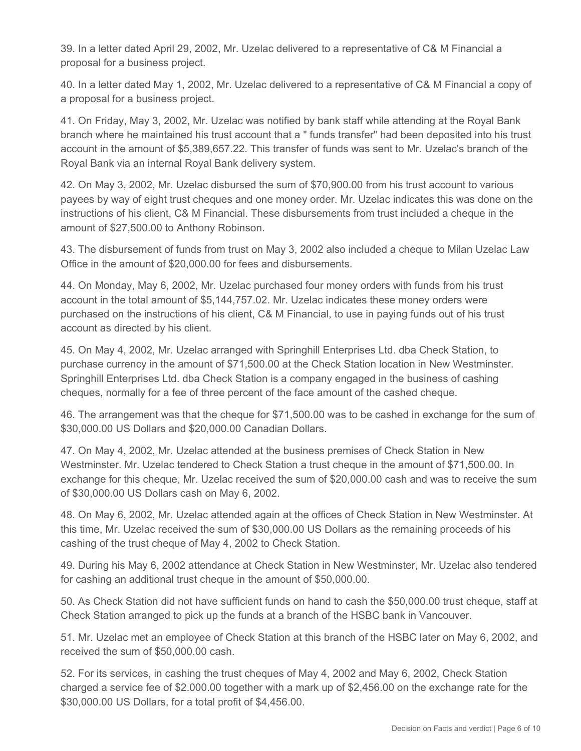39. In a letter dated April 29, 2002, Mr. Uzelac delivered to a representative of C& M Financial a proposal for a business project.

40. In a letter dated May 1, 2002, Mr. Uzelac delivered to a representative of C& M Financial a copy of a proposal for a business project.

41. On Friday, May 3, 2002, Mr. Uzelac was notified by bank staff while attending at the Royal Bank branch where he maintained his trust account that a " funds transfer" had been deposited into his trust account in the amount of $5,389,657.22. This transfer of funds was sent to Mr. Uzelac's branch of the Royal Bank via an internal Royal Bank delivery system.

42. On May 3, 2002, Mr. Uzelac disbursed the sum of $70,900.00 from his trust account to various payees by way of eight trust cheques and one money order. Mr. Uzelac indicates this was done on the instructions of his client, C& M Financial. These disbursements from trust included a cheque in the amount of $27,500.00 to Anthony Robinson.

43. The disbursement of funds from trust on May 3, 2002 also included a cheque to Milan Uzelac Law Office in the amount of $20,000.00 for fees and disbursements.

44. On Monday, May 6, 2002, Mr. Uzelac purchased four money orders with funds from his trust account in the total amount of $5,144,757.02. Mr. Uzelac indicates these money orders were purchased on the instructions of his client, C& M Financial, to use in paying funds out of his trust account as directed by his client.

45. On May 4, 2002, Mr. Uzelac arranged with Springhill Enterprises Ltd. dba Check Station, to purchase currency in the amount of $71,500.00 at the Check Station location in New Westminster. Springhill Enterprises Ltd. dba Check Station is a company engaged in the business of cashing cheques, normally for a fee of three percent of the face amount of the cashed cheque.

46. The arrangement was that the cheque for $71,500.00 was to be cashed in exchange for the sum of $30,000.00 US Dollars and $20,000.00 Canadian Dollars.

47. On May 4, 2002, Mr. Uzelac attended at the business premises of Check Station in New Westminster. Mr. Uzelac tendered to Check Station a trust cheque in the amount of $71,500.00. In exchange for this cheque, Mr. Uzelac received the sum of $20,000.00 cash and was to receive the sum of $30,000.00 US Dollars cash on May 6, 2002.

48. On May 6, 2002, Mr. Uzelac attended again at the offices of Check Station in New Westminster. At this time, Mr. Uzelac received the sum of $30,000.00 US Dollars as the remaining proceeds of his cashing of the trust cheque of May 4, 2002 to Check Station.

49. During his May 6, 2002 attendance at Check Station in New Westminster, Mr. Uzelac also tendered for cashing an additional trust cheque in the amount of $50,000.00.

50. As Check Station did not have sufficient funds on hand to cash the $50,000.00 trust cheque, staff at Check Station arranged to pick up the funds at a branch of the HSBC bank in Vancouver.

51. Mr. Uzelac met an employee of Check Station at this branch of the HSBC later on May 6, 2002, and received the sum of $50,000.00 cash.

52. For its services, in cashing the trust cheques of May 4, 2002 and May 6, 2002, Check Station charged a service fee of $2.000.00 together with a mark up of $2,456.00 on the exchange rate for the $30,000.00 US Dollars, for a total profit of $4,456.00.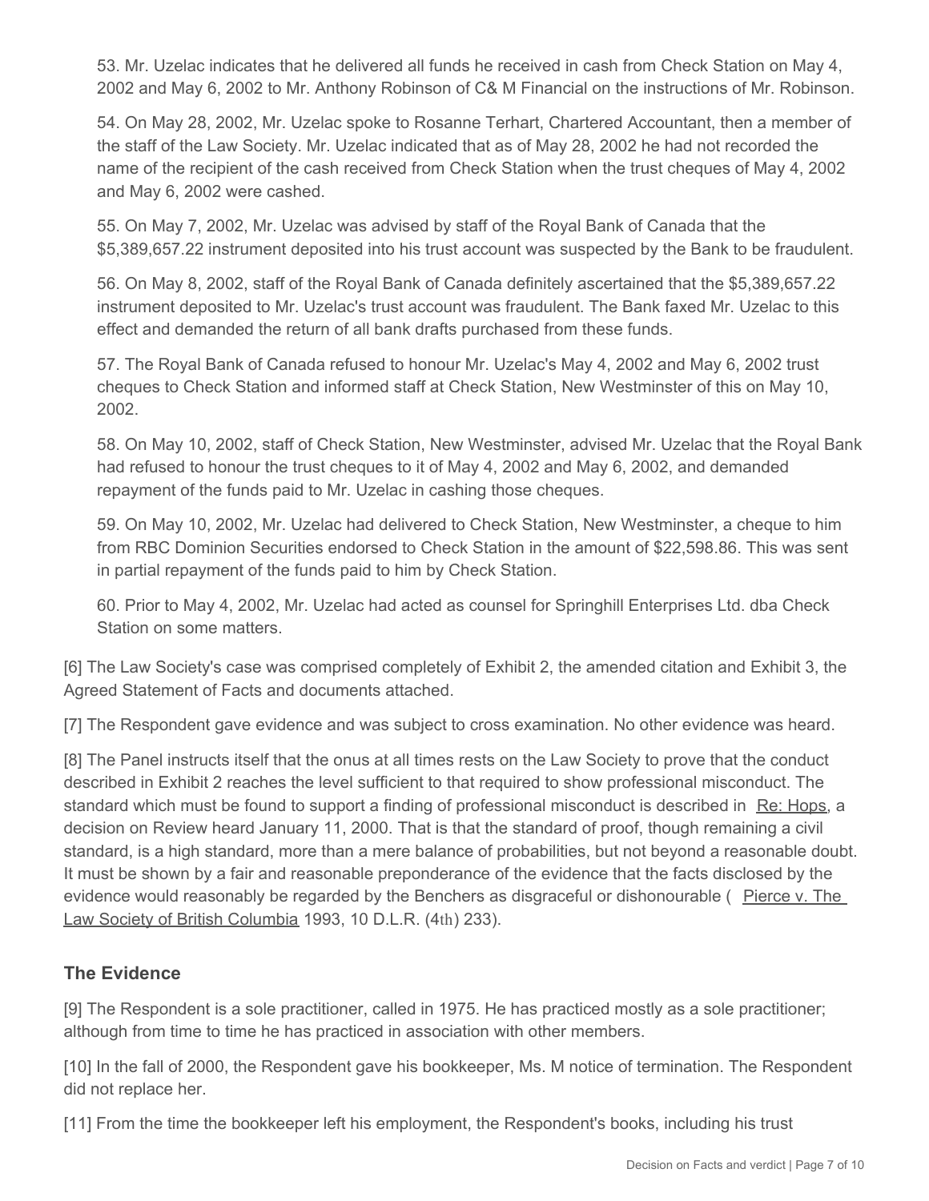53. Mr. Uzelac indicates that he delivered all funds he received in cash from Check Station on May 4, 2002 and May 6, 2002 to Mr. Anthony Robinson of C& M Financial on the instructions of Mr. Robinson.

54. On May 28, 2002, Mr. Uzelac spoke to Rosanne Terhart, Chartered Accountant, then a member of the staff of the Law Society. Mr. Uzelac indicated that as of May 28, 2002 he had not recorded the name of the recipient of the cash received from Check Station when the trust cheques of May 4, 2002 and May 6, 2002 were cashed.

55. On May 7, 2002, Mr. Uzelac was advised by staff of the Royal Bank of Canada that the $5,389,657.22 instrument deposited into his trust account was suspected by the Bank to be fraudulent.

56. On May 8, 2002, staff of the Royal Bank of Canada definitely ascertained that the $5,389,657.22 instrument deposited to Mr. Uzelac's trust account was fraudulent. The Bank faxed Mr. Uzelac to this effect and demanded the return of all bank drafts purchased from these funds.

57. The Royal Bank of Canada refused to honour Mr. Uzelac's May 4, 2002 and May 6, 2002 trust cheques to Check Station and informed staff at Check Station, New Westminster of this on May 10, 2002.

58. On May 10, 2002, staff of Check Station, New Westminster, advised Mr. Uzelac that the Royal Bank had refused to honour the trust cheques to it of May 4, 2002 and May 6, 2002, and demanded repayment of the funds paid to Mr. Uzelac in cashing those cheques.

59. On May 10, 2002, Mr. Uzelac had delivered to Check Station, New Westminster, a cheque to him from RBC Dominion Securities endorsed to Check Station in the amount of $22,598.86. This was sent in partial repayment of the funds paid to him by Check Station.

60. Prior to May 4, 2002, Mr. Uzelac had acted as counsel for Springhill Enterprises Ltd. dba Check Station on some matters.

[6] The Law Society's case was comprised completely of Exhibit 2, the amended citation and Exhibit 3, the Agreed Statement of Facts and documents attached.

[7] The Respondent gave evidence and was subject to cross examination. No other evidence was heard.

[8] The Panel instructs itself that the onus at all times rests on the Law Society to prove that the conduct described in Exhibit 2 reaches the level sufficient to that required to show professional misconduct. The standard which must be found to support a finding of professional misconduct is described in Re: Hops, a decision on Review heard January 11, 2000. That is that the standard of proof, though remaining a civil standard, is a high standard, more than a mere balance of probabilities, but not beyond a reasonable doubt. It must be shown by a fair and reasonable preponderance of the evidence that the facts disclosed by the evidence would reasonably be regarded by the Benchers as disgraceful or dishonourable ( Pierce v. The Law Society of British Columbia 1993, 10 D.L.R. (4th) 233).

## The Evidence

[9] The Respondent is a sole practitioner, called in 1975. He has practiced mostly as a sole practitioner; although from time to time he has practiced in association with other members.

[10] In the fall of 2000, the Respondent gave his bookkeeper, Ms. M notice of termination. The Respondent did not replace her.

[11] From the time the bookkeeper left his employment, the Respondent's books, including his trust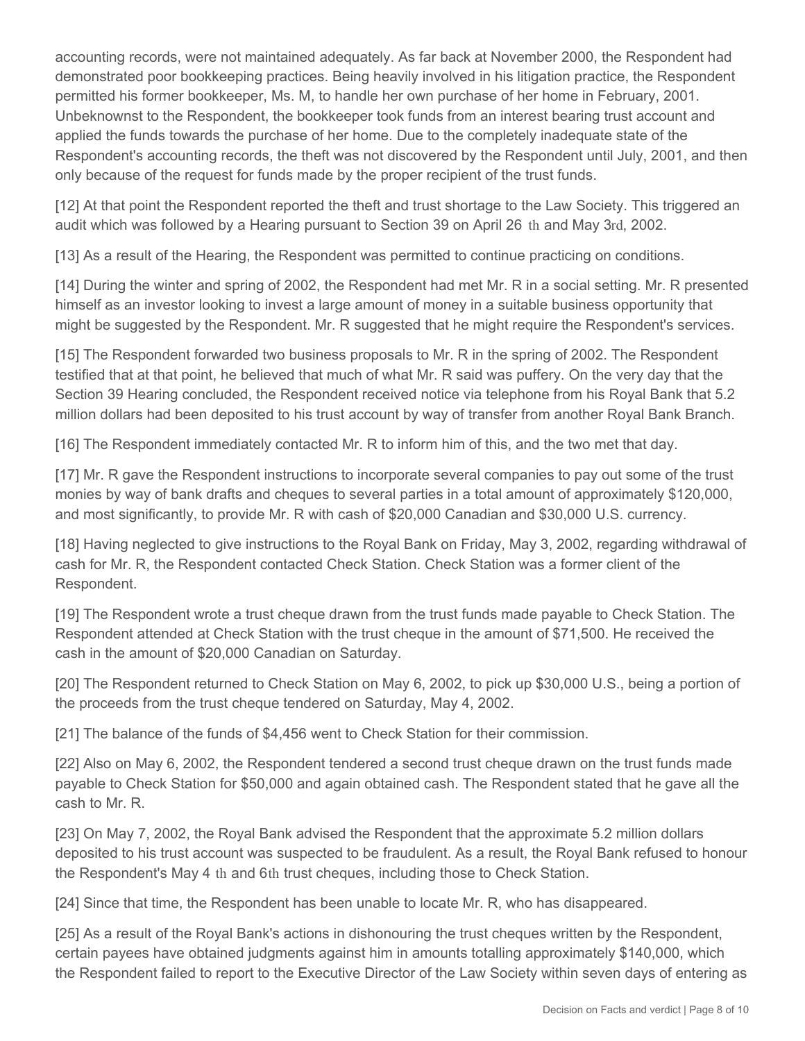accounting records, were not maintained adequately. As far back at November 2000, the Respondent had demonstrated poor bookkeeping practices. Being heavily involved in his litigation practice, the Respondent permitted his former bookkeeper, Ms. M, to handle her own purchase of her home in February, 2001. Unbeknownst to the Respondent, the bookkeeper took funds from an interest bearing trust account and applied the funds towards the purchase of her home. Due to the completely inadequate state of the Respondent's accounting records, the theft was not discovered by the Respondent until July, 2001, and then only because of the request for funds made by the proper recipient of the trust funds.

[12] At that point the Respondent reported the theft and trust shortage to the Law Society. This triggered an audit which was followed by a Hearing pursuant to Section 39 on April 26 th and May 3rd, 2002.

[13] As a result of the Hearing, the Respondent was permitted to continue practicing on conditions.

[14] During the winter and spring of 2002, the Respondent had met Mr. R in a social setting. Mr. R presented himself as an investor looking to invest a large amount of money in a suitable business opportunity that might be suggested by the Respondent. Mr. R suggested that he might require the Respondent's services.

[15] The Respondent forwarded two business proposals to Mr. R in the spring of 2002. The Respondent testified that at that point, he believed that much of what Mr. R said was puffery. On the very day that the Section 39 Hearing concluded, the Respondent received notice via telephone from his Royal Bank that 5.2 million dollars had been deposited to his trust account by way of transfer from another Royal Bank Branch.

[16] The Respondent immediately contacted Mr. R to inform him of this, and the two met that day.

[17] Mr. R gave the Respondent instructions to incorporate several companies to pay out some of the trust monies by way of bank drafts and cheques to several parties in a total amount of approximately $120,000, and most significantly, to provide Mr. R with cash of $20,000 Canadian and $30,000 U.S. currency.

[18] Having neglected to give instructions to the Royal Bank on Friday, May 3, 2002, regarding withdrawal of cash for Mr. R, the Respondent contacted Check Station. Check Station was a former client of the Respondent.

[19] The Respondent wrote a trust cheque drawn from the trust funds made payable to Check Station. The Respondent attended at Check Station with the trust cheque in the amount of $71,500. He received the cash in the amount of $20,000 Canadian on Saturday.

[20] The Respondent returned to Check Station on May 6, 2002, to pick up $30,000 U.S., being a portion of the proceeds from the trust cheque tendered on Saturday, May 4, 2002.

[21] The balance of the funds of $4,456 went to Check Station for their commission.

[22] Also on May 6, 2002, the Respondent tendered a second trust cheque drawn on the trust funds made payable to Check Station for $50,000 and again obtained cash. The Respondent stated that he gave all the cash to Mr. R.

[23] On May 7, 2002, the Royal Bank advised the Respondent that the approximate 5.2 million dollars deposited to his trust account was suspected to be fraudulent. As a result, the Royal Bank refused to honour the Respondent's May 4 th and 6th trust cheques, including those to Check Station.

[24] Since that time, the Respondent has been unable to locate Mr. R, who has disappeared.

[25] As a result of the Royal Bank's actions in dishonouring the trust cheques written by the Respondent, certain payees have obtained judgments against him in amounts totalling approximately $140,000, which the Respondent failed to report to the Executive Director of the Law Society within seven days of entering as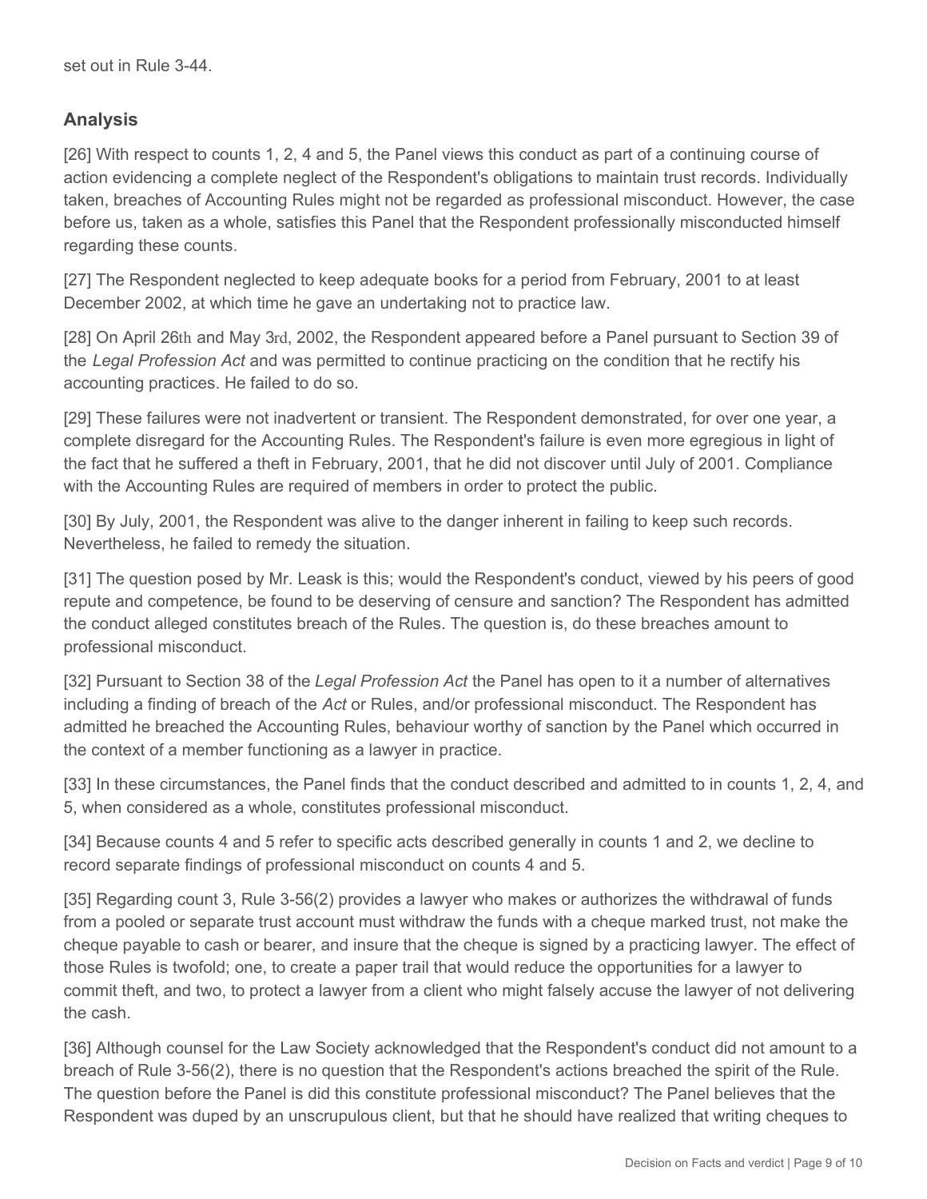set out in Rule 3-44.

## Analysis

[26] With respect to counts 1, 2, 4 and 5, the Panel views this conduct as part of a continuing course of action evidencing a complete neglect of the Respondent's obligations to maintain trust records. Individually taken, breaches of Accounting Rules might not be regarded as professional misconduct. However, the case before us, taken as a whole, satisfies this Panel that the Respondent professionally misconducted himself regarding these counts.

[27] The Respondent neglected to keep adequate books for a period from February, 2001 to at least December 2002, at which time he gave an undertaking not to practice law.

[28] On April 26th and May 3rd, 2002, the Respondent appeared before a Panel pursuant to Section 39 of the *Legal Profession Act* and was permitted to continue practicing on the condition that he rectify his accounting practices. He failed to do so.

[29] These failures were not inadvertent or transient. The Respondent demonstrated, for over one year, a complete disregard for the Accounting Rules. The Respondent's failure is even more egregious in light of the fact that he suffered a theft in February, 2001, that he did not discover until July of 2001. Compliance with the Accounting Rules are required of members in order to protect the public.

[30] By July, 2001, the Respondent was alive to the danger inherent in failing to keep such records. Nevertheless, he failed to remedy the situation.

[31] The question posed by Mr. Leask is this; would the Respondent's conduct, viewed by his peers of good repute and competence, be found to be deserving of censure and sanction? The Respondent has admitted the conduct alleged constitutes breach of the Rules. The question is, do these breaches amount to professional misconduct.

[32] Pursuant to Section 38 of the *Legal Profession Act* the Panel has open to it a number of alternatives including a finding of breach of the *Act* or Rules, and/or professional misconduct. The Respondent has admitted he breached the Accounting Rules, behaviour worthy of sanction by the Panel which occurred in the context of a member functioning as a lawyer in practice.

[33] In these circumstances, the Panel finds that the conduct described and admitted to in counts 1, 2, 4, and 5, when considered as a whole, constitutes professional misconduct.

[34] Because counts 4 and 5 refer to specific acts described generally in counts 1 and 2, we decline to record separate findings of professional misconduct on counts 4 and 5.

[35] Regarding count 3, Rule 3-56(2) provides a lawyer who makes or authorizes the withdrawal of funds from a pooled or separate trust account must withdraw the funds with a cheque marked trust, not make the cheque payable to cash or bearer, and insure that the cheque is signed by a practicing lawyer. The effect of those Rules is twofold; one, to create a paper trail that would reduce the opportunities for a lawyer to commit theft, and two, to protect a lawyer from a client who might falsely accuse the lawyer of not delivering the cash.

[36] Although counsel for the Law Society acknowledged that the Respondent's conduct did not amount to a breach of Rule 3-56(2), there is no question that the Respondent's actions breached the spirit of the Rule. The question before the Panel is did this constitute professional misconduct? The Panel believes that the Respondent was duped by an unscrupulous client, but that he should have realized that writing cheques to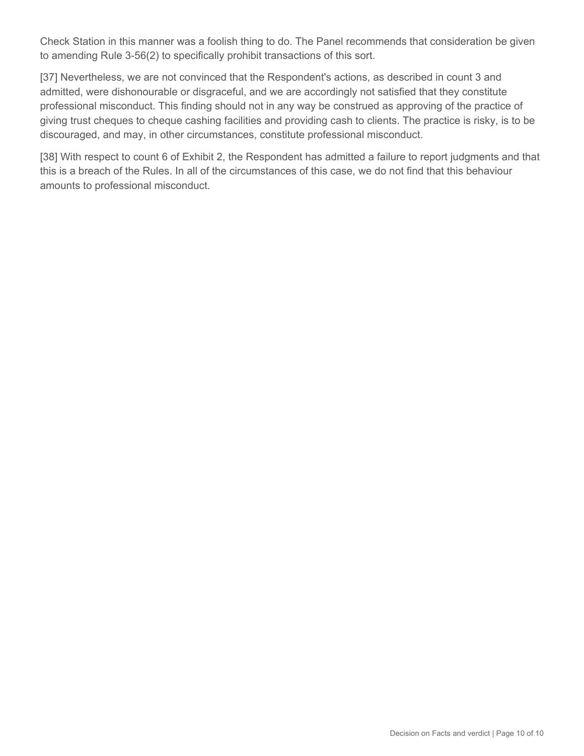Check Station in this manner was a foolish thing to do. The Panel recommends that consideration be given to amending Rule 3-56(2) to specifically prohibit transactions of this sort.

[37] Nevertheless, we are not convinced that the Respondent's actions, as described in count 3 and admitted, were dishonourable or disgraceful, and we are accordingly not satisfied that they constitute professional misconduct. This finding should not in any way be construed as approving of the practice of giving trust cheques to cheque cashing facilities and providing cash to clients. The practice is risky, is to be discouraged, and may, in other circumstances, constitute professional misconduct.

[38] With respect to count 6 of Exhibit 2, the Respondent has admitted a failure to report judgments and that this is a breach of the Rules. In all of the circumstances of this case, we do not find that this behaviour amounts to professional misconduct.